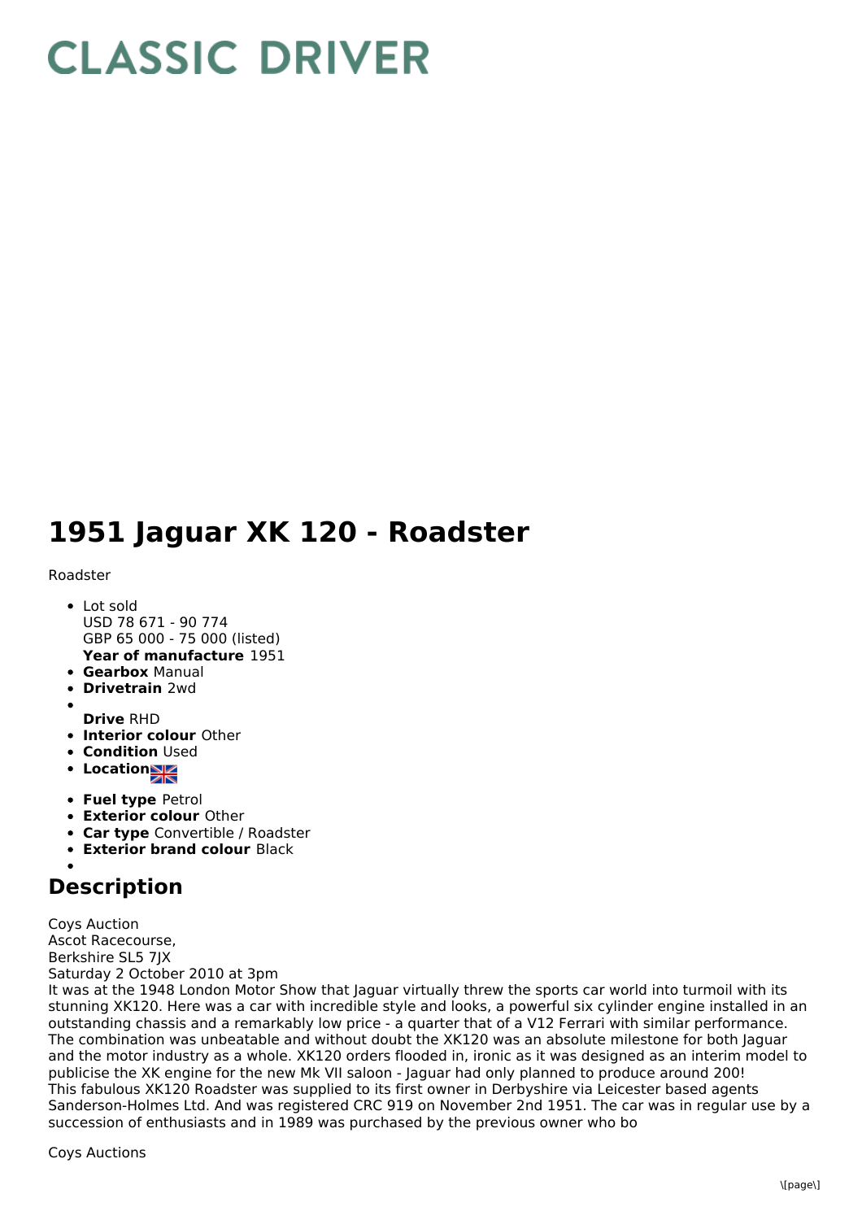# CLASSIC DRIVER

# 1951 Jaguar XK 120 - Roadster

Roadster

- Lot sold
  USD 78 671 - 90 774
  GBP 65 000 - 75 000 (listed)
  **Year of manufacture** 1951
- **Gearbox** Manual
- **Drivetrain** 2wd
- 
  **Drive** RHD
- **Interior colour** Other
- **Condition** Used
- **Location**
- **Fuel type** Petrol
- **Exterior colour** Other
- **Car type** Convertible / Roadster
- **Exterior brand colour** Black
- 

## Description

Coys Auction
Ascot Racecourse,
Berkshire SL5 7JX
Saturday 2 October 2010 at 3pm
It was at the 1948 London Motor Show that Jaguar virtually threw the sports car world into turmoil with its stunning XK120. Here was a car with incredible style and looks, a powerful six cylinder engine installed in an outstanding chassis and a remarkably low price - a quarter that of a V12 Ferrari with similar performance. The combination was unbeatable and without doubt the XK120 was an absolute milestone for both Jaguar and the motor industry as a whole. XK120 orders flooded in, ironic as it was designed as an interim model to publicise the XK engine for the new Mk VII saloon - Jaguar had only planned to produce around 200!
This fabulous XK120 Roadster was supplied to its first owner in Derbyshire via Leicester based agents Sanderson-Holmes Ltd. And was registered CRC 919 on November 2nd 1951. The car was in regular use by a succession of enthusiasts and in 1989 was purchased by the previous owner who bo

Coys Auctions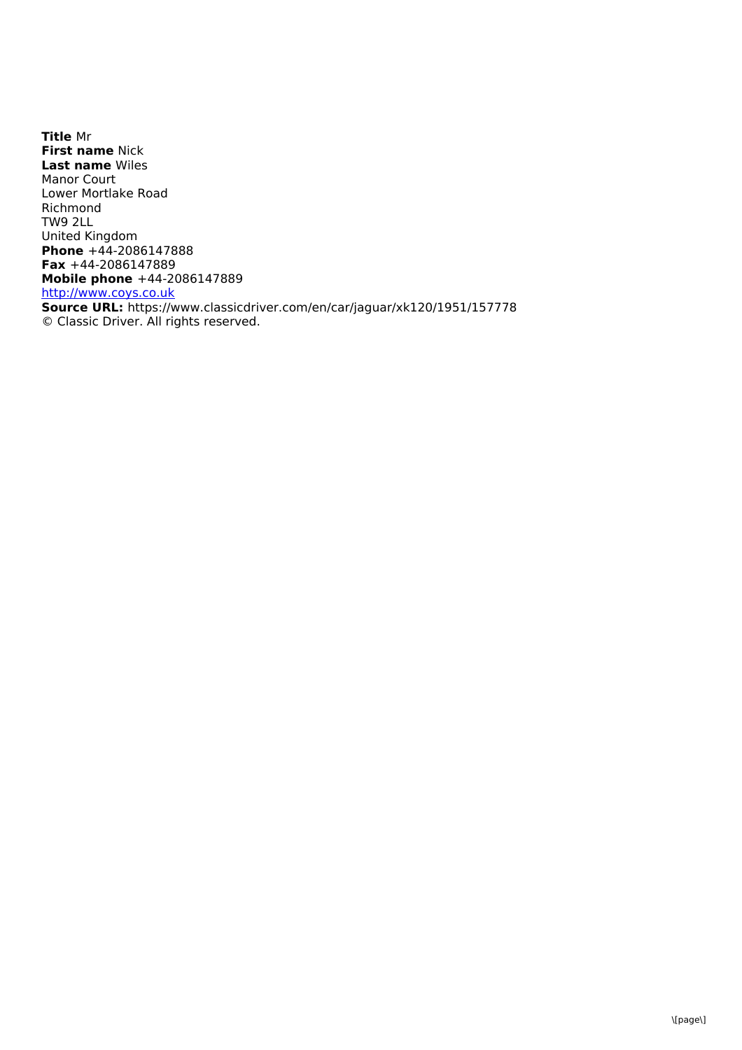**Title** Mr
**First name** Nick
**Last name** Wiles
Manor Court
Lower Mortlake Road
Richmond
TW9 2LL
United Kingdom
**Phone** +44-2086147888
**Fax** +44-2086147889
**Mobile phone** +44-2086147889
[http://www.coys.co.uk](http://www.coys.co.uk)
**Source URL:** https://www.classicdriver.com/en/car/jaguar/xk120/1951/157778
© Classic Driver. All rights reserved.